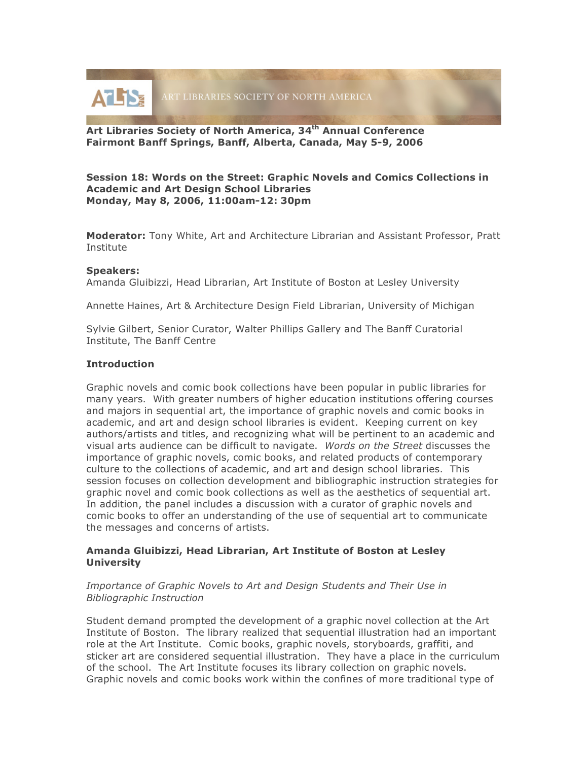ART LIBRARIES SOCIETY OF NORTH AMERICA

**Art Libraries Society of North America, 34th Annual Conference**
**Fairmont Banff Springs, Banff, Alberta, Canada, May 5-9, 2006**

**Session 18: Words on the Street: Graphic Novels and Comics Collections in Academic and Art Design School Libraries**
**Monday, May 8, 2006, 11:00am-12: 30pm**

**Moderator:** Tony White, Art and Architecture Librarian and Assistant Professor, Pratt Institute

**Speakers:**

Amanda Gluibizzi, Head Librarian, Art Institute of Boston at Lesley University

Annette Haines, Art & Architecture Design Field Librarian, University of Michigan

Sylvie Gilbert, Senior Curator, Walter Phillips Gallery and The Banff Curatorial Institute, The Banff Centre

### Introduction

Graphic novels and comic book collections have been popular in public libraries for many years. With greater numbers of higher education institutions offering courses and majors in sequential art, the importance of graphic novels and comic books in academic, and art and design school libraries is evident. Keeping current on key authors/artists and titles, and recognizing what will be pertinent to an academic and visual arts audience can be difficult to navigate. *Words on the Street* discusses the importance of graphic novels, comic books, and related products of contemporary culture to the collections of academic, and art and design school libraries. This session focuses on collection development and bibliographic instruction strategies for graphic novel and comic book collections as well as the aesthetics of sequential art. In addition, the panel includes a discussion with a curator of graphic novels and comic books to offer an understanding of the use of sequential art to communicate the messages and concerns of artists.

### Amanda Gluibizzi, Head Librarian, Art Institute of Boston at Lesley University

*Importance of Graphic Novels to Art and Design Students and Their Use in Bibliographic Instruction*

Student demand prompted the development of a graphic novel collection at the Art Institute of Boston. The library realized that sequential illustration had an important role at the Art Institute. Comic books, graphic novels, storyboards, graffiti, and sticker art are considered sequential illustration. They have a place in the curriculum of the school. The Art Institute focuses its library collection on graphic novels. Graphic novels and comic books work within the confines of more traditional type of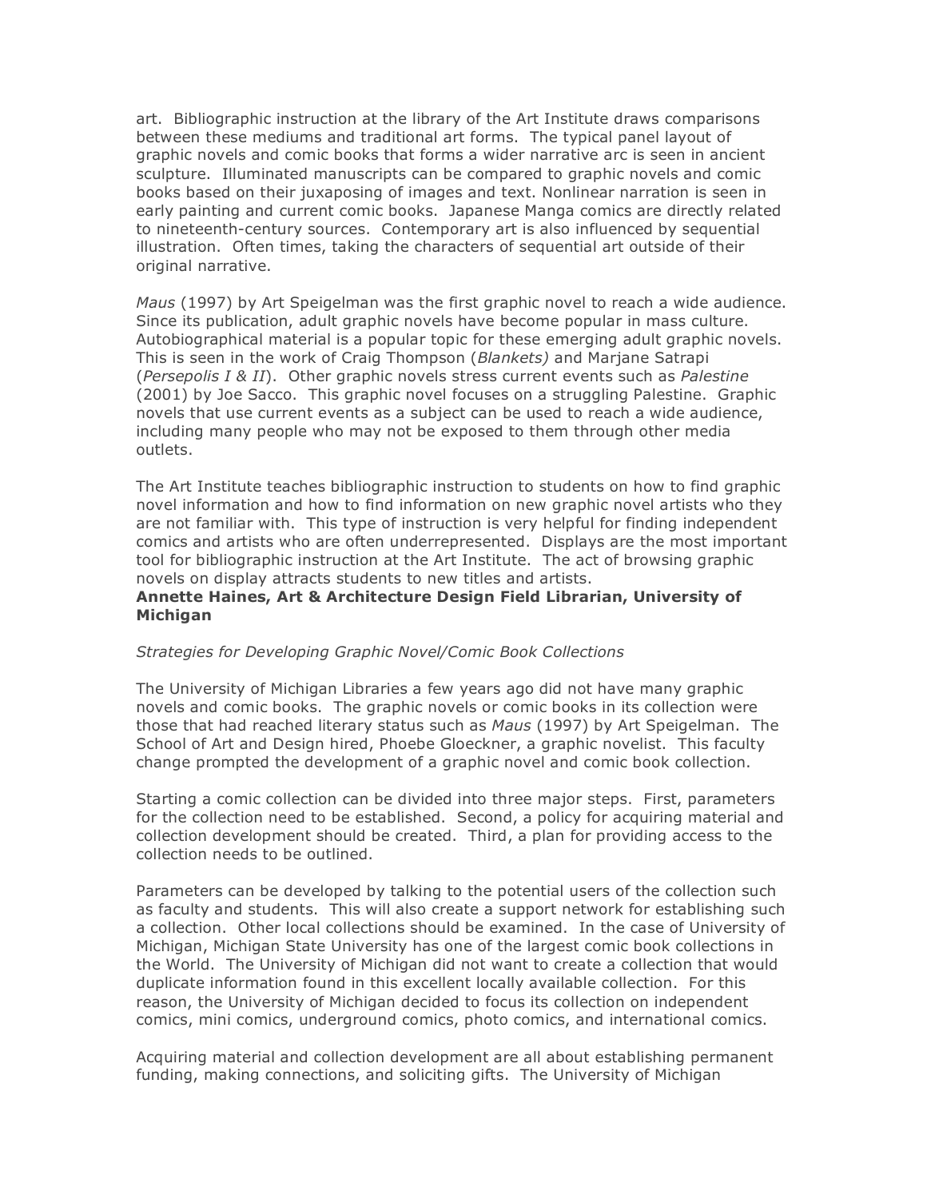art. Bibliographic instruction at the library of the Art Institute draws comparisons between these mediums and traditional art forms. The typical panel layout of graphic novels and comic books that forms a wider narrative arc is seen in ancient sculpture. Illuminated manuscripts can be compared to graphic novels and comic books based on their juxaposing of images and text. Nonlinear narration is seen in early painting and current comic books. Japanese Manga comics are directly related to nineteenth-century sources. Contemporary art is also influenced by sequential illustration. Often times, taking the characters of sequential art outside of their original narrative.

*Maus* (1997) by Art Speigelman was the first graphic novel to reach a wide audience. Since its publication, adult graphic novels have become popular in mass culture. Autobiographical material is a popular topic for these emerging adult graphic novels. This is seen in the work of Craig Thompson (*Blankets)* and Marjane Satrapi (*Persepolis I & II*). Other graphic novels stress current events such as *Palestine* (2001) by Joe Sacco. This graphic novel focuses on a struggling Palestine. Graphic novels that use current events as a subject can be used to reach a wide audience, including many people who may not be exposed to them through other media outlets.

The Art Institute teaches bibliographic instruction to students on how to find graphic novel information and how to find information on new graphic novel artists who they are not familiar with. This type of instruction is very helpful for finding independent comics and artists who are often underrepresented. Displays are the most important tool for bibliographic instruction at the Art Institute. The act of browsing graphic novels on display attracts students to new titles and artists.

**Annette Haines, Art & Architecture Design Field Librarian, University of Michigan**

*Strategies for Developing Graphic Novel/Comic Book Collections*

The University of Michigan Libraries a few years ago did not have many graphic novels and comic books. The graphic novels or comic books in its collection were those that had reached literary status such as *Maus* (1997) by Art Speigelman. The School of Art and Design hired, Phoebe Gloeckner, a graphic novelist. This faculty change prompted the development of a graphic novel and comic book collection.

Starting a comic collection can be divided into three major steps. First, parameters for the collection need to be established. Second, a policy for acquiring material and collection development should be created. Third, a plan for providing access to the collection needs to be outlined.

Parameters can be developed by talking to the potential users of the collection such as faculty and students. This will also create a support network for establishing such a collection. Other local collections should be examined. In the case of University of Michigan, Michigan State University has one of the largest comic book collections in the World. The University of Michigan did not want to create a collection that would duplicate information found in this excellent locally available collection. For this reason, the University of Michigan decided to focus its collection on independent comics, mini comics, underground comics, photo comics, and international comics.

Acquiring material and collection development are all about establishing permanent funding, making connections, and soliciting gifts. The University of Michigan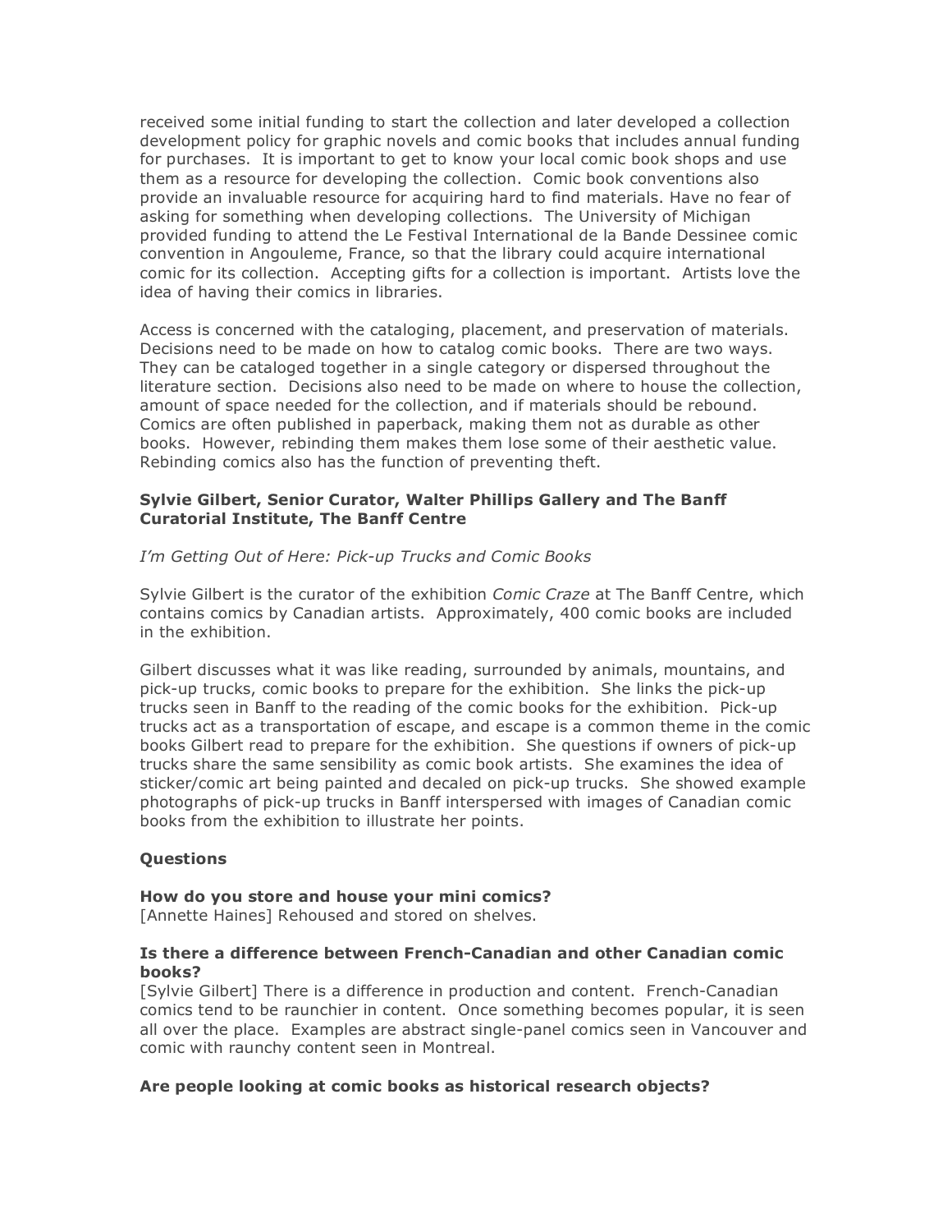received some initial funding to start the collection and later developed a collection development policy for graphic novels and comic books that includes annual funding for purchases. It is important to get to know your local comic book shops and use them as a resource for developing the collection. Comic book conventions also provide an invaluable resource for acquiring hard to find materials. Have no fear of asking for something when developing collections. The University of Michigan provided funding to attend the Le Festival International de la Bande Dessinee comic convention in Angouleme, France, so that the library could acquire international comic for its collection. Accepting gifts for a collection is important. Artists love the idea of having their comics in libraries.

Access is concerned with the cataloging, placement, and preservation of materials. Decisions need to be made on how to catalog comic books. There are two ways. They can be cataloged together in a single category or dispersed throughout the literature section. Decisions also need to be made on where to house the collection, amount of space needed for the collection, and if materials should be rebound. Comics are often published in paperback, making them not as durable as other books. However, rebinding them makes them lose some of their aesthetic value. Rebinding comics also has the function of preventing theft.

**Sylvie Gilbert, Senior Curator, Walter Phillips Gallery and The Banff Curatorial Institute, The Banff Centre**

*I'm Getting Out of Here: Pick-up Trucks and Comic Books*

Sylvie Gilbert is the curator of the exhibition *Comic Craze* at The Banff Centre, which contains comics by Canadian artists. Approximately, 400 comic books are included in the exhibition.

Gilbert discusses what it was like reading, surrounded by animals, mountains, and pick-up trucks, comic books to prepare for the exhibition. She links the pick-up trucks seen in Banff to the reading of the comic books for the exhibition. Pick-up trucks act as a transportation of escape, and escape is a common theme in the comic books Gilbert read to prepare for the exhibition. She questions if owners of pick-up trucks share the same sensibility as comic book artists. She examines the idea of sticker/comic art being painted and decaled on pick-up trucks. She showed example photographs of pick-up trucks in Banff interspersed with images of Canadian comic books from the exhibition to illustrate her points.

**Questions**

**How do you store and house your mini comics?**
[Annette Haines] Rehoused and stored on shelves.

**Is there a difference between French-Canadian and other Canadian comic books?**
[Sylvie Gilbert] There is a difference in production and content. French-Canadian comics tend to be raunchier in content. Once something becomes popular, it is seen all over the place. Examples are abstract single-panel comics seen in Vancouver and comic with raunchy content seen in Montreal.

**Are people looking at comic books as historical research objects?**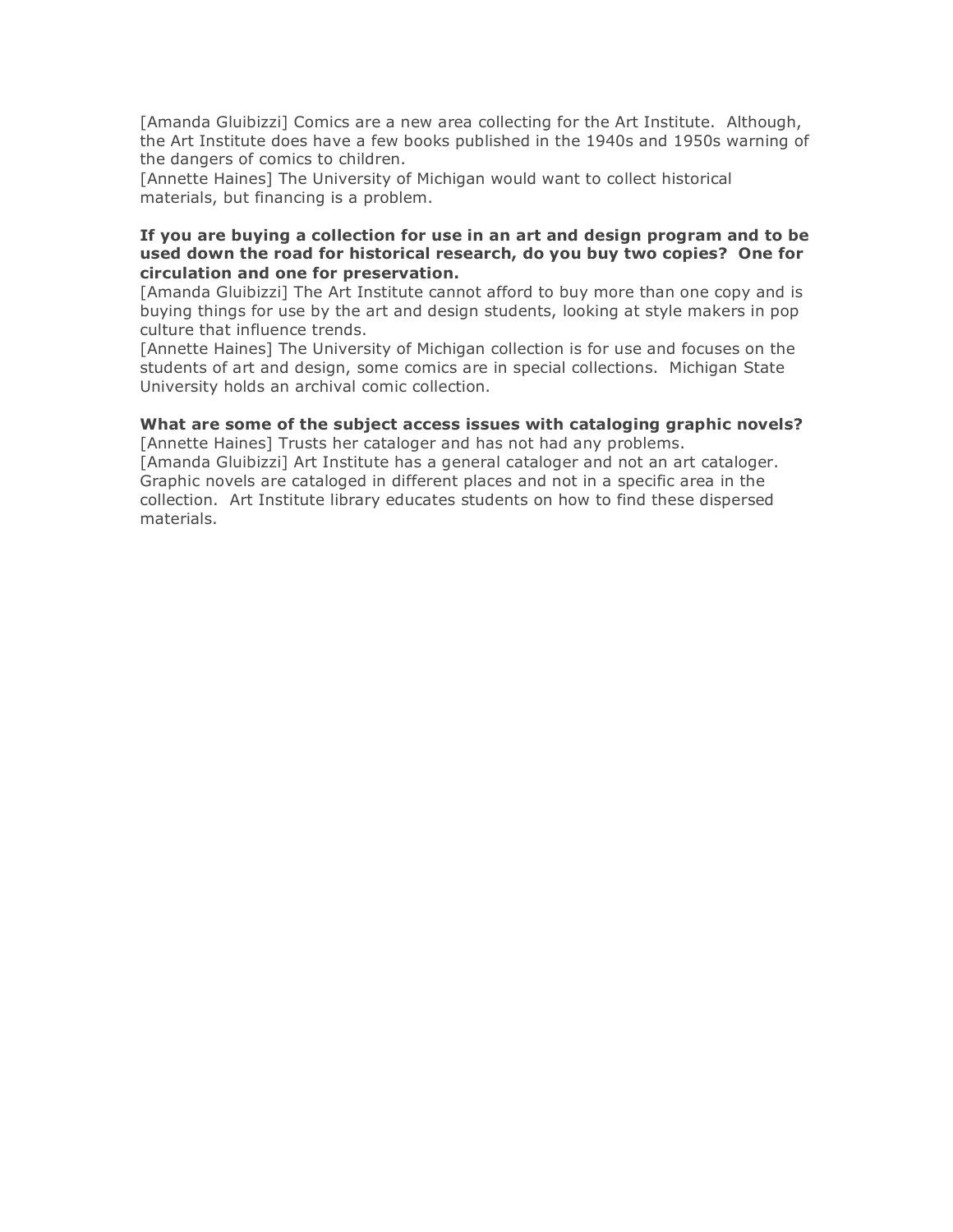[Amanda Gluibizzi] Comics are a new area collecting for the Art Institute. Although, the Art Institute does have a few books published in the 1940s and 1950s warning of the dangers of comics to children.
[Annette Haines] The University of Michigan would want to collect historical materials, but financing is a problem.

**If you are buying a collection for use in an art and design program and to be used down the road for historical research, do you buy two copies? One for circulation and one for preservation.**
[Amanda Gluibizzi] The Art Institute cannot afford to buy more than one copy and is buying things for use by the art and design students, looking at style makers in pop culture that influence trends.
[Annette Haines] The University of Michigan collection is for use and focuses on the students of art and design, some comics are in special collections. Michigan State University holds an archival comic collection.

**What are some of the subject access issues with cataloging graphic novels?**
[Annette Haines] Trusts her cataloger and has not had any problems.
[Amanda Gluibizzi] Art Institute has a general cataloger and not an art cataloger. Graphic novels are cataloged in different places and not in a specific area in the collection. Art Institute library educates students on how to find these dispersed materials.